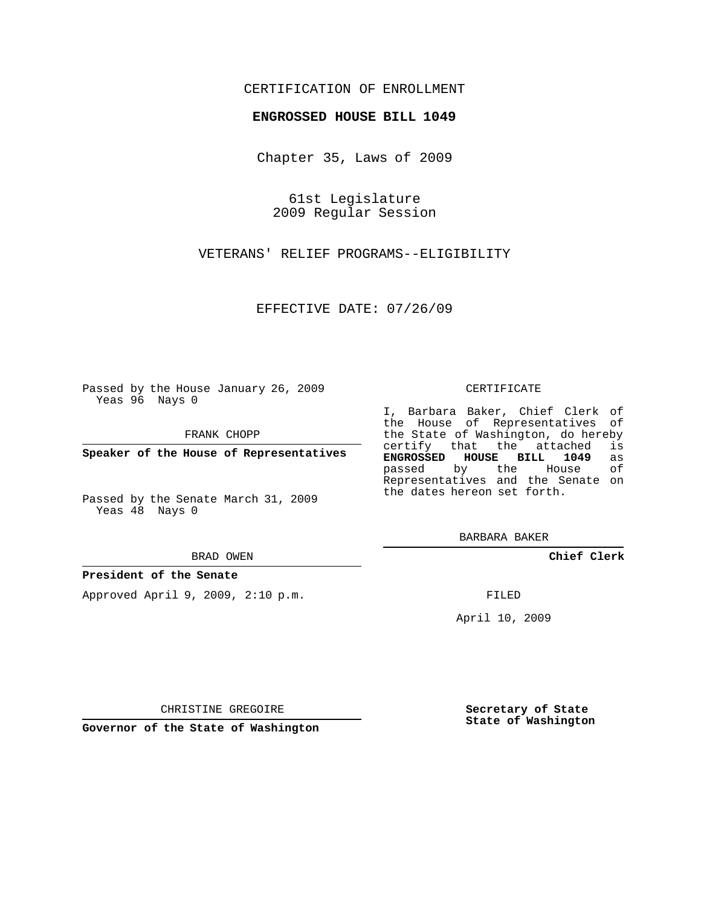CERTIFICATION OF ENROLLMENT

**ENGROSSED HOUSE BILL 1049**

Chapter 35, Laws of 2009

61st Legislature
2009 Regular Session

VETERANS' RELIEF PROGRAMS--ELIGIBILITY

EFFECTIVE DATE: 07/26/09

Passed by the House January 26, 2009
Yeas 96 Nays 0

FRANK CHOPP

**Speaker of the House of Representatives**

Passed by the Senate March 31, 2009
Yeas 48 Nays 0

BRAD OWEN

**President of the Senate**

Approved April 9, 2009, 2:10 p.m.

CHRISTINE GREGOIRE

**Governor of the State of Washington**

CERTIFICATE

I, Barbara Baker, Chief Clerk of the House of Representatives of the State of Washington, do hereby certify that the attached is **ENGROSSED HOUSE BILL 1049** as passed by the House of Representatives and the Senate on the dates hereon set forth.

BARBARA BAKER

**Chief Clerk**

FILED

April 10, 2009

**Secretary of State**
**State of Washington**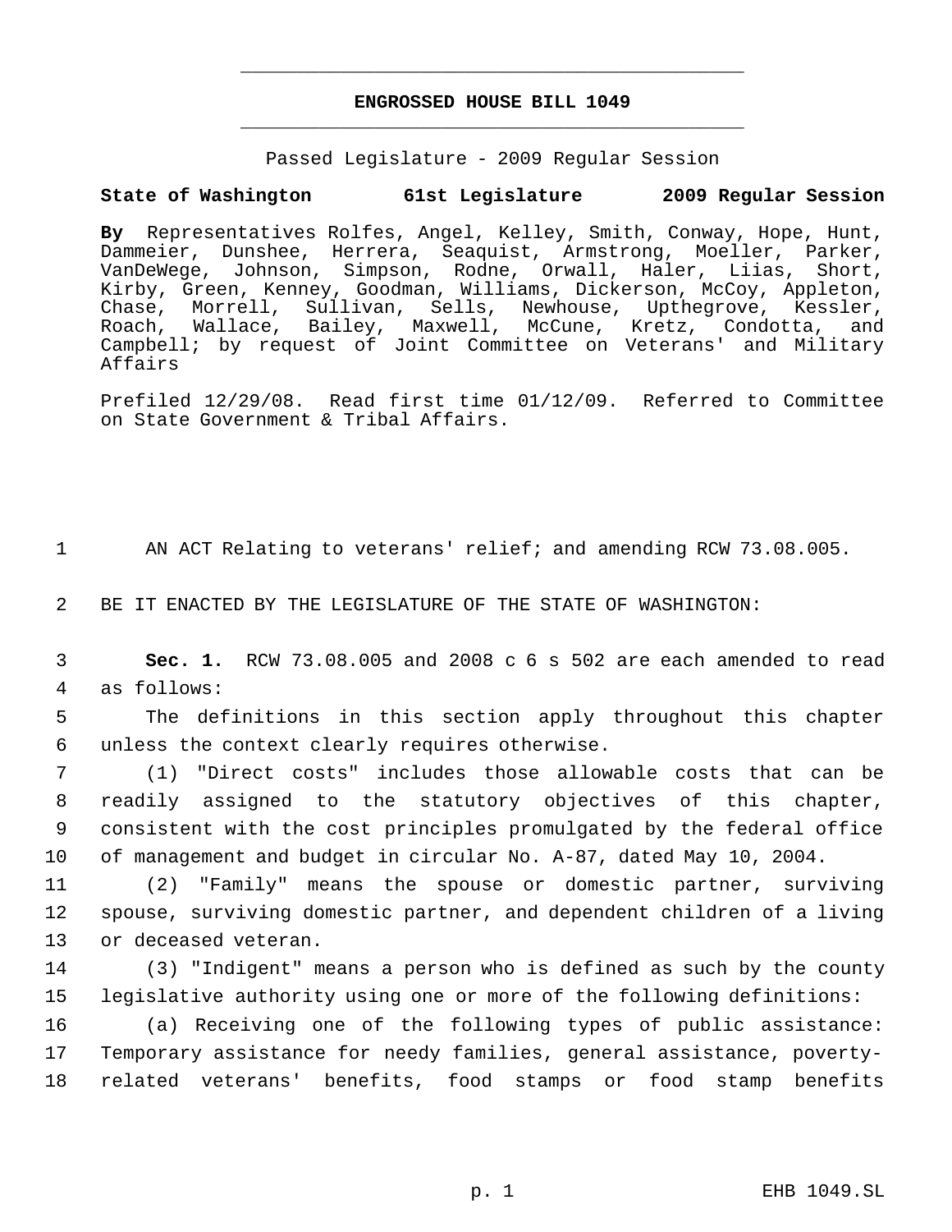**ENGROSSED HOUSE BILL 1049**

Passed Legislature - 2009 Regular Session

**State of Washington 61st Legislature 2009 Regular Session**

**By** Representatives Rolfes, Angel, Kelley, Smith, Conway, Hope, Hunt, Dammeier, Dunshee, Herrera, Seaquist, Armstrong, Moeller, Parker, VanDeWege, Johnson, Simpson, Rodne, Orwall, Haler, Liias, Short, Kirby, Green, Kenney, Goodman, Williams, Dickerson, McCoy, Appleton, Chase, Morrell, Sullivan, Sells, Newhouse, Upthegrove, Kessler, Roach, Wallace, Bailey, Maxwell, McCune, Kretz, Condotta, and Campbell; by request of Joint Committee on Veterans' and Military Affairs

Prefiled 12/29/08. Read first time 01/12/09. Referred to Committee on State Government & Tribal Affairs.

1 AN ACT Relating to veterans' relief; and amending RCW 73.08.005.

2 BE IT ENACTED BY THE LEGISLATURE OF THE STATE OF WASHINGTON:

3 **Sec. 1.** RCW 73.08.005 and 2008 c 6 s 502 are each amended to read
4 as follows:

5 The definitions in this section apply throughout this chapter
6 unless the context clearly requires otherwise.

7 (1) "Direct costs" includes those allowable costs that can be
8 readily assigned to the statutory objectives of this chapter,
9 consistent with the cost principles promulgated by the federal office
10 of management and budget in circular No. A-87, dated May 10, 2004.

11 (2) "Family" means the spouse or domestic partner, surviving
12 spouse, surviving domestic partner, and dependent children of a living
13 or deceased veteran.

14 (3) "Indigent" means a person who is defined as such by the county
15 legislative authority using one or more of the following definitions:

16 (a) Receiving one of the following types of public assistance:
17 Temporary assistance for needy families, general assistance, poverty-
18 related veterans' benefits, food stamps or food stamp benefits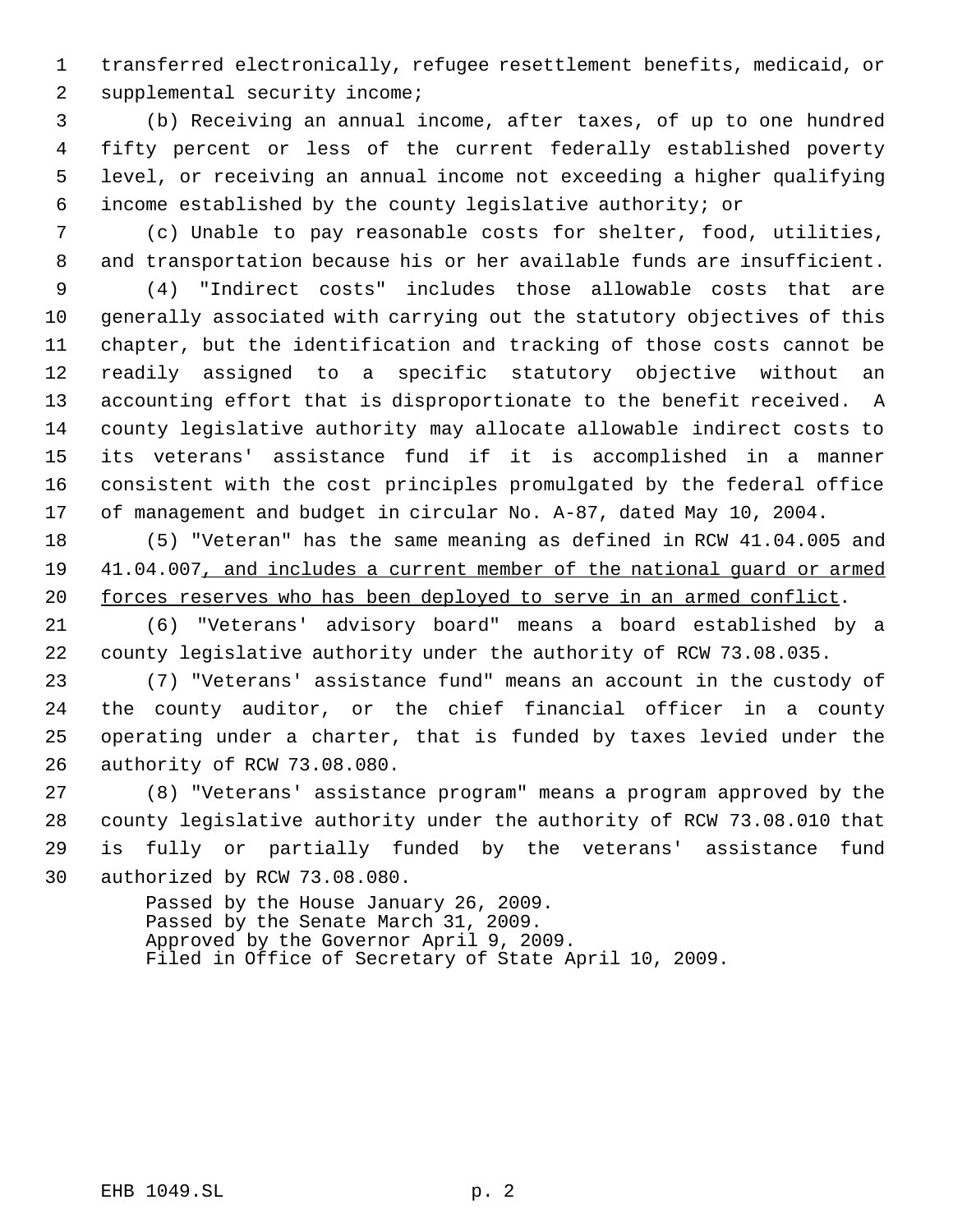transferred electronically, refugee resettlement benefits, medicaid, or supplemental security income;

(b) Receiving an annual income, after taxes, of up to one hundred fifty percent or less of the current federally established poverty level, or receiving an annual income not exceeding a higher qualifying income established by the county legislative authority; or

(c) Unable to pay reasonable costs for shelter, food, utilities, and transportation because his or her available funds are insufficient.

(4) "Indirect costs" includes those allowable costs that are generally associated with carrying out the statutory objectives of this chapter, but the identification and tracking of those costs cannot be readily assigned to a specific statutory objective without an accounting effort that is disproportionate to the benefit received. A county legislative authority may allocate allowable indirect costs to its veterans' assistance fund if it is accomplished in a manner consistent with the cost principles promulgated by the federal office of management and budget in circular No. A-87, dated May 10, 2004.

(5) "Veteran" has the same meaning as defined in RCW 41.04.005 and 41.04.007<u>, and includes a current member of the national guard or armed forces reserves who has been deployed to serve in an armed conflict</u>.

(6) "Veterans' advisory board" means a board established by a county legislative authority under the authority of RCW 73.08.035.

(7) "Veterans' assistance fund" means an account in the custody of the county auditor, or the chief financial officer in a county operating under a charter, that is funded by taxes levied under the authority of RCW 73.08.080.

(8) "Veterans' assistance program" means a program approved by the county legislative authority under the authority of RCW 73.08.010 that is fully or partially funded by the veterans' assistance fund authorized by RCW 73.08.080.

Passed by the House January 26, 2009.
Passed by the Senate March 31, 2009.
Approved by the Governor April 9, 2009.
Filed in Office of Secretary of State April 10, 2009.